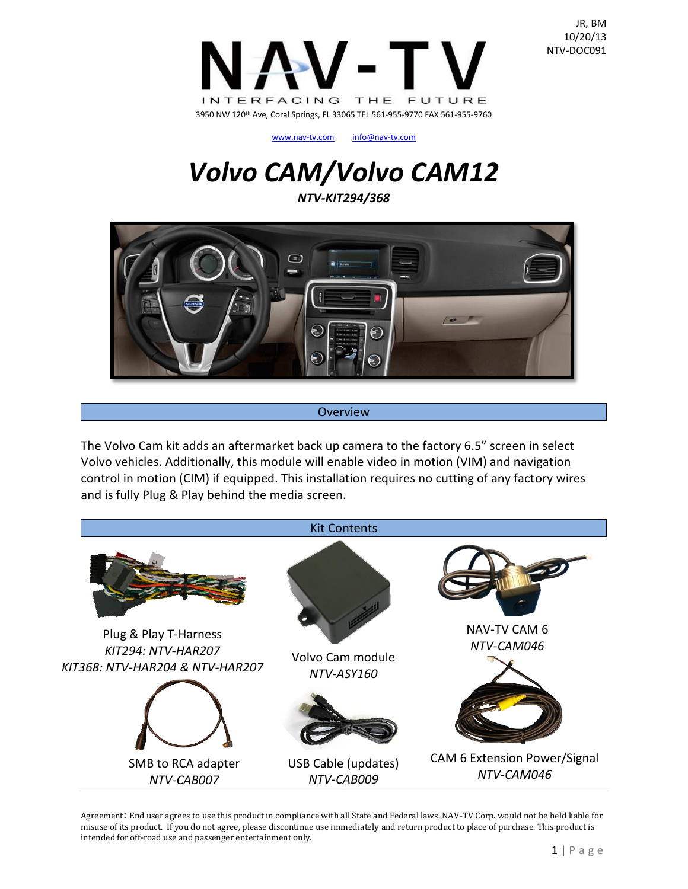JR, BM
10/20/13
NTV-DOC091

NAV-TV
INTERFACING THE FUTURE

3950 NW 120th Ave, Coral Springs, FL 33065 TEL 561-955-9770 FAX 561-955-9760

www.nav-tv.com info@nav-tv.com

# *Volvo CAM/Volvo CAM12*

***NTV-KIT294/368***

## Overview

The Volvo Cam kit adds an aftermarket back up camera to the factory 6.5" screen in select Volvo vehicles. Additionally, this module will enable video in motion (VIM) and navigation control in motion (CIM) if equipped. This installation requires no cutting of any factory wires and is fully Plug & Play behind the media screen.

## Kit Contents

Plug & Play T-Harness
*KIT294: NTV-HAR207*
*KIT368: NTV-HAR204 & NTV-HAR207*

Volvo Cam module
*NTV-ASY160*

NAV-TV CAM 6
*NTV-CAM046*

SMB to RCA adapter
*NTV-CAB007*

USB Cable (updates)
*NTV-CAB009*

CAM 6 Extension Power/Signal
*NTV-CAM046*

Agreement: End user agrees to use this product in compliance with all State and Federal laws. NAV-TV Corp. would not be held liable for misuse of its product. If you do not agree, please discontinue use immediately and return product to place of purchase. This product is intended for off-road use and passenger entertainment only.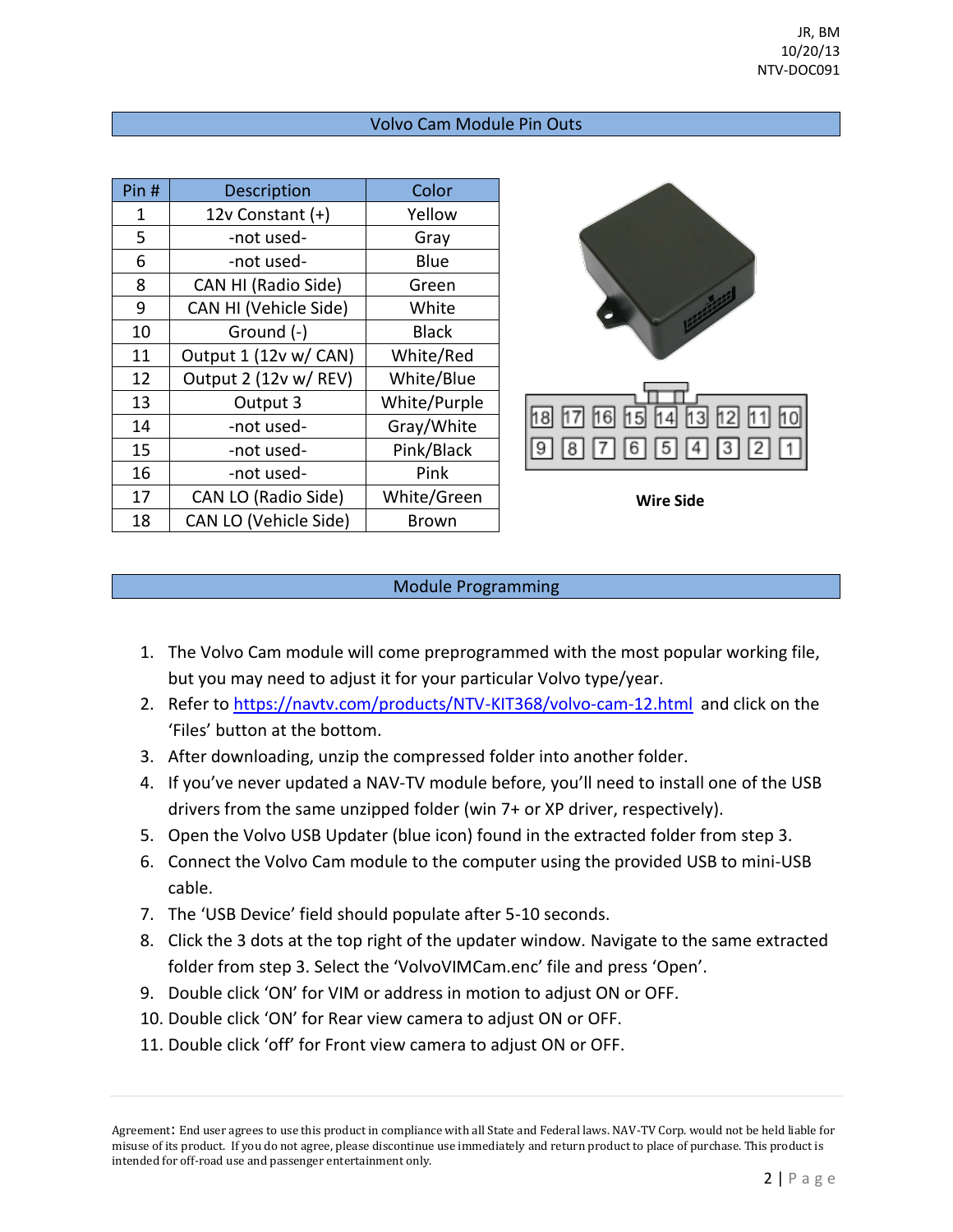JR, BM
10/20/13
NTV-DOC091

## Volvo Cam Module Pin Outs

| Pin # | Description | Color |
|---|---|---|
| 1 | 12v Constant (+) | Yellow |
| 5 | -not used- | Gray |
| 6 | -not used- | Blue |
| 8 | CAN HI (Radio Side) | Green |
| 9 | CAN HI (Vehicle Side) | White |
| 10 | Ground (-) | Black |
| 11 | Output 1 (12v w/ CAN) | White/Red |
| 12 | Output 2 (12v w/ REV) | White/Blue |
| 13 | Output 3 | White/Purple |
| 14 | -not used- | Gray/White |
| 15 | -not used- | Pink/Black |
| 16 | -not used- | Pink |
| 17 | CAN LO (Radio Side) | White/Green |
| 18 | CAN LO (Vehicle Side) | Brown |

18 17 16 15 14 13 12 11 10
9 8 7 6 5 4 3 2 1

**Wire Side**

## Module Programming

1. The Volvo Cam module will come preprogrammed with the most popular working file, but you may need to adjust it for your particular Volvo type/year.
2. Refer to https://navtv.com/products/NTV-KIT368/volvo-cam-12.html and click on the 'Files' button at the bottom.
3. After downloading, unzip the compressed folder into another folder.
4. If you've never updated a NAV-TV module before, you'll need to install one of the USB drivers from the same unzipped folder (win 7+ or XP driver, respectively).
5. Open the Volvo USB Updater (blue icon) found in the extracted folder from step 3.
6. Connect the Volvo Cam module to the computer using the provided USB to mini-USB cable.
7. The 'USB Device' field should populate after 5-10 seconds.
8. Click the 3 dots at the top right of the updater window. Navigate to the same extracted folder from step 3. Select the 'VolvoVIMCam.enc' file and press 'Open'.
9. Double click 'ON' for VIM or address in motion to adjust ON or OFF.
10. Double click 'ON' for Rear view camera to adjust ON or OFF.
11. Double click 'off' for Front view camera to adjust ON or OFF.

Agreement: End user agrees to use this product in compliance with all State and Federal laws. NAV-TV Corp. would not be held liable for misuse of its product. If you do not agree, please discontinue use immediately and return product to place of purchase. This product is intended for off-road use and passenger entertainment only.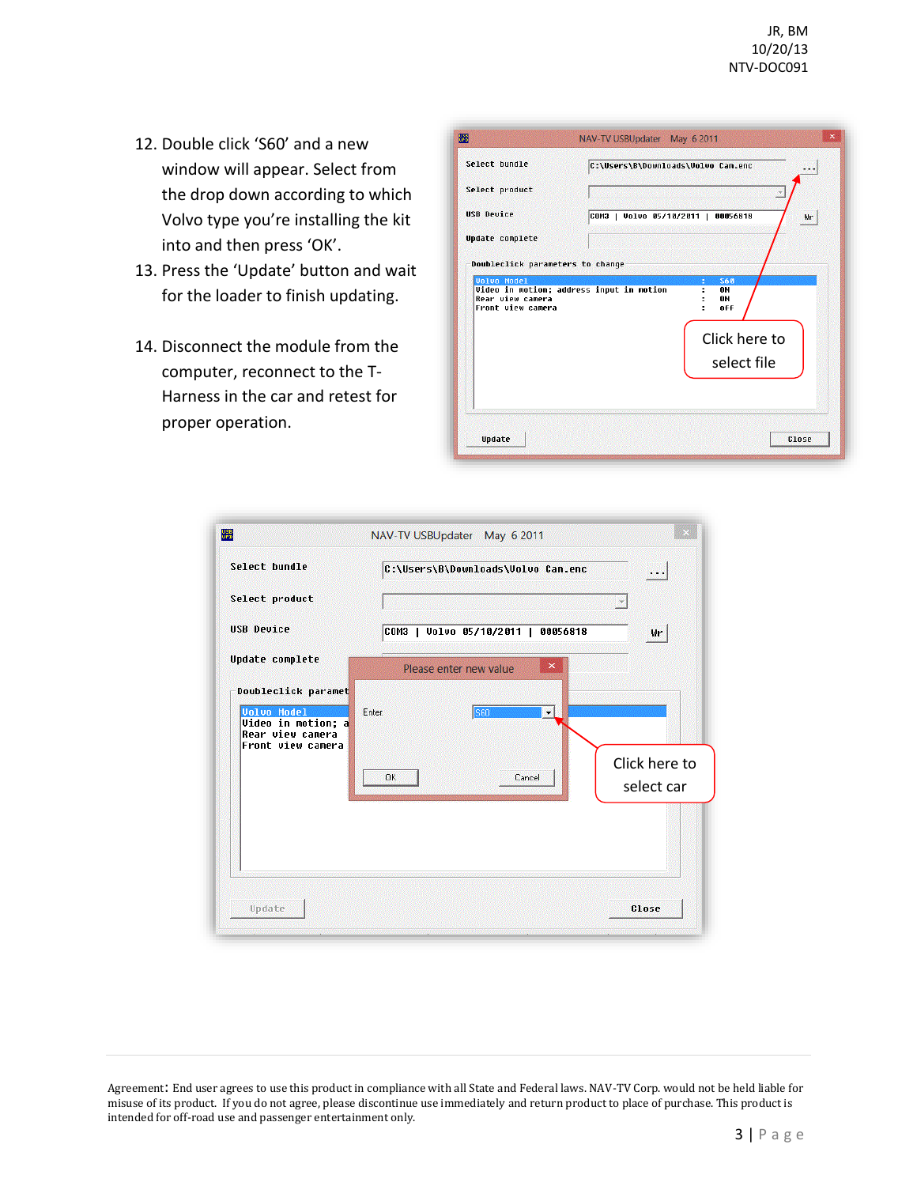12. Double click 'S60' and a new window will appear. Select from the drop down according to which Volvo type you're installing the kit into and then press 'OK'.
13. Press the 'Update' button and wait for the loader to finish updating.
14. Disconnect the module from the computer, reconnect to the T-Harness in the car and retest for proper operation.

Agreement: End user agrees to use this product in compliance with all State and Federal laws. NAV-TV Corp. would not be held liable for misuse of its product. If you do not agree, please discontinue use immediately and return product to place of purchase. This product is intended for off-road use and passenger entertainment only.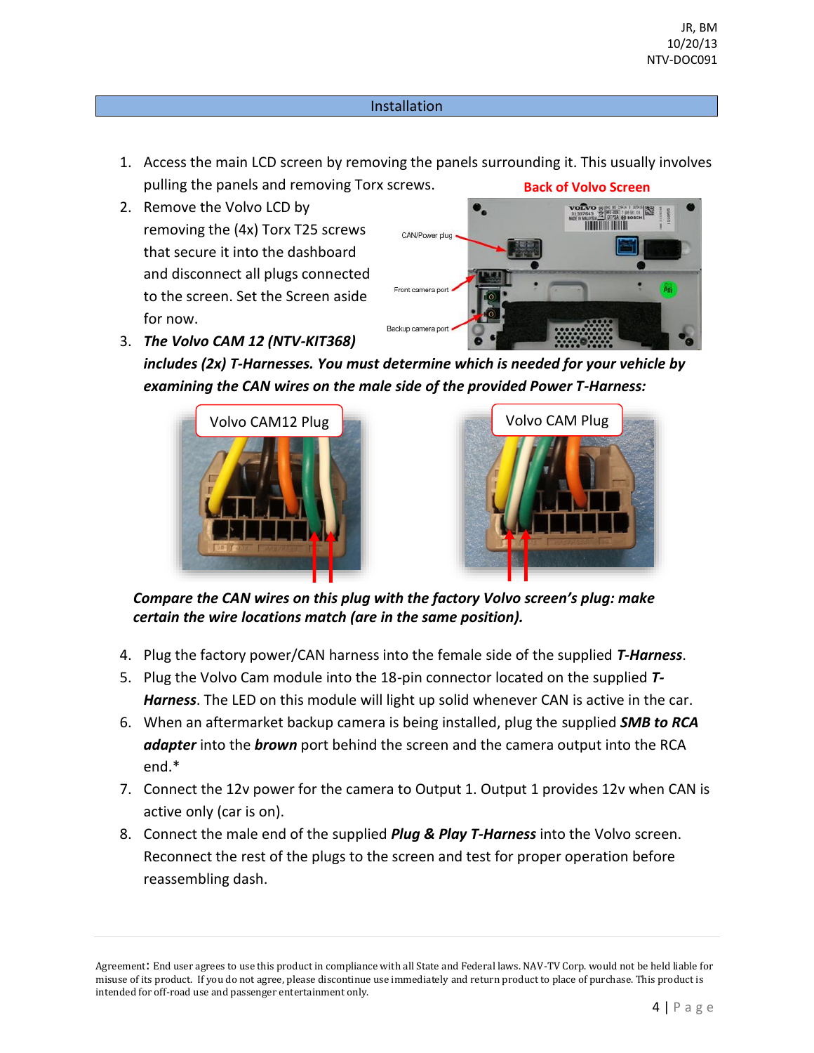## Installation

1. Access the main LCD screen by removing the panels surrounding it. This usually involves pulling the panels and removing Torx screws.
2. Remove the Volvo LCD by removing the (4x) Torx T25 screws that secure it into the dashboard and disconnect all plugs connected to the screen. Set the Screen aside for now.
3. ***The Volvo CAM 12 (NTV-KIT368) includes (2x) T-Harnesses. You must determine which is needed for your vehicle by examining the CAN wires on the male side of the provided Power T-Harness:***

Back of Volvo Screen

CAN/Power plug

Front camera port

Backup camera port

Volvo CAM12 Plug

Volvo CAM Plug

***Compare the CAN wires on this plug with the factory Volvo screen's plug: make certain the wire locations match (are in the same position).***

4. Plug the factory power/CAN harness into the female side of the supplied ***T-Harness***.
5. Plug the Volvo Cam module into the 18-pin connector located on the supplied ***T-Harness***. The LED on this module will light up solid whenever CAN is active in the car.
6. When an aftermarket backup camera is being installed, plug the supplied ***SMB to RCA adapter*** into the ***brown*** port behind the screen and the camera output into the RCA end.*
7. Connect the 12v power for the camera to Output 1. Output 1 provides 12v when CAN is active only (car is on).
8. Connect the male end of the supplied ***Plug & Play T-Harness*** into the Volvo screen. Reconnect the rest of the plugs to the screen and test for proper operation before reassembling dash.

Agreement: End user agrees to use this product in compliance with all State and Federal laws. NAV-TV Corp. would not be held liable for misuse of its product. If you do not agree, please discontinue use immediately and return product to place of purchase. This product is intended for off-road use and passenger entertainment only.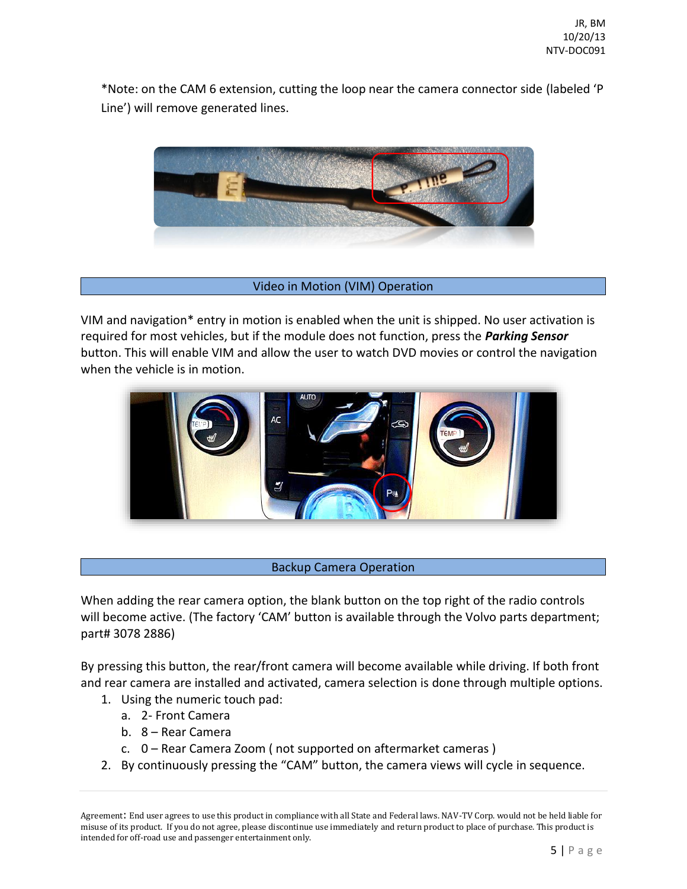*Note: on the CAM 6 extension, cutting the loop near the camera connector side (labeled 'P Line') will remove generated lines.

## Video in Motion (VIM) Operation

VIM and navigation* entry in motion is enabled when the unit is shipped. No user activation is required for most vehicles, but if the module does not function, press the ***Parking Sensor*** button. This will enable VIM and allow the user to watch DVD movies or control the navigation when the vehicle is in motion.

## Backup Camera Operation

When adding the rear camera option, the blank button on the top right of the radio controls will become active. (The factory 'CAM' button is available through the Volvo parts department; part# 3078 2886)

By pressing this button, the rear/front camera will become available while driving. If both front and rear camera are installed and activated, camera selection is done through multiple options.

1. Using the numeric touch pad:
   a. 2- Front Camera
   b. 8 – Rear Camera
   c. 0 – Rear Camera Zoom ( not supported on aftermarket cameras )
2. By continuously pressing the "CAM" button, the camera views will cycle in sequence.

Agreement: End user agrees to use this product in compliance with all State and Federal laws. NAV-TV Corp. would not be held liable for misuse of its product. If you do not agree, please discontinue use immediately and return product to place of purchase. This product is intended for off-road use and passenger entertainment only.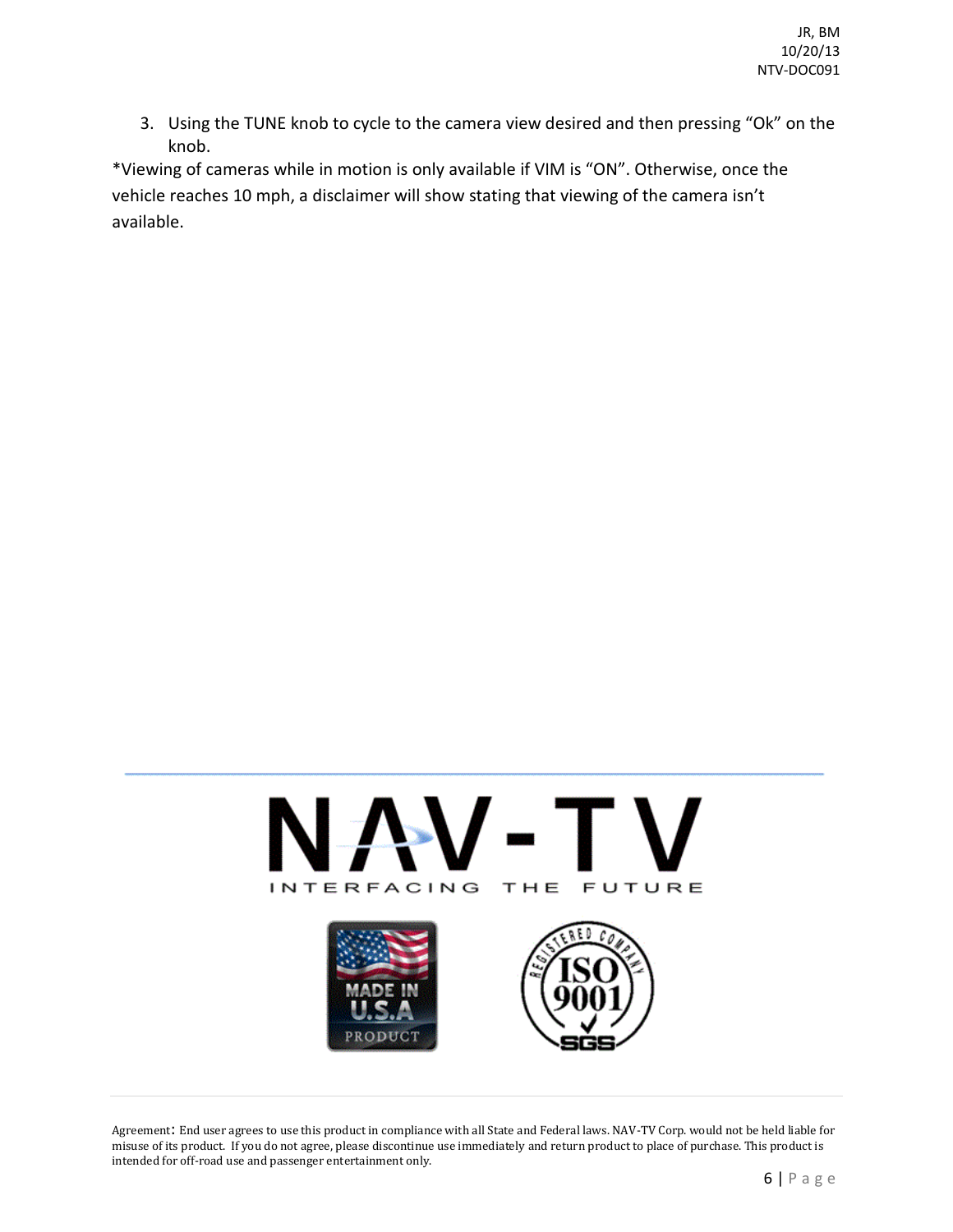3. Using the TUNE knob to cycle to the camera view desired and then pressing “Ok” on the knob.

*Viewing of cameras while in motion is only available if VIM is “ON”. Otherwise, once the vehicle reaches 10 mph, a disclaimer will show stating that viewing of the camera isn’t available.

NAV-TV

INTERFACING THE FUTURE

Agreement: End user agrees to use this product in compliance with all State and Federal laws. NAV-TV Corp. would not be held liable for misuse of its product. If you do not agree, please discontinue use immediately and return product to place of purchase. This product is intended for off-road use and passenger entertainment only.